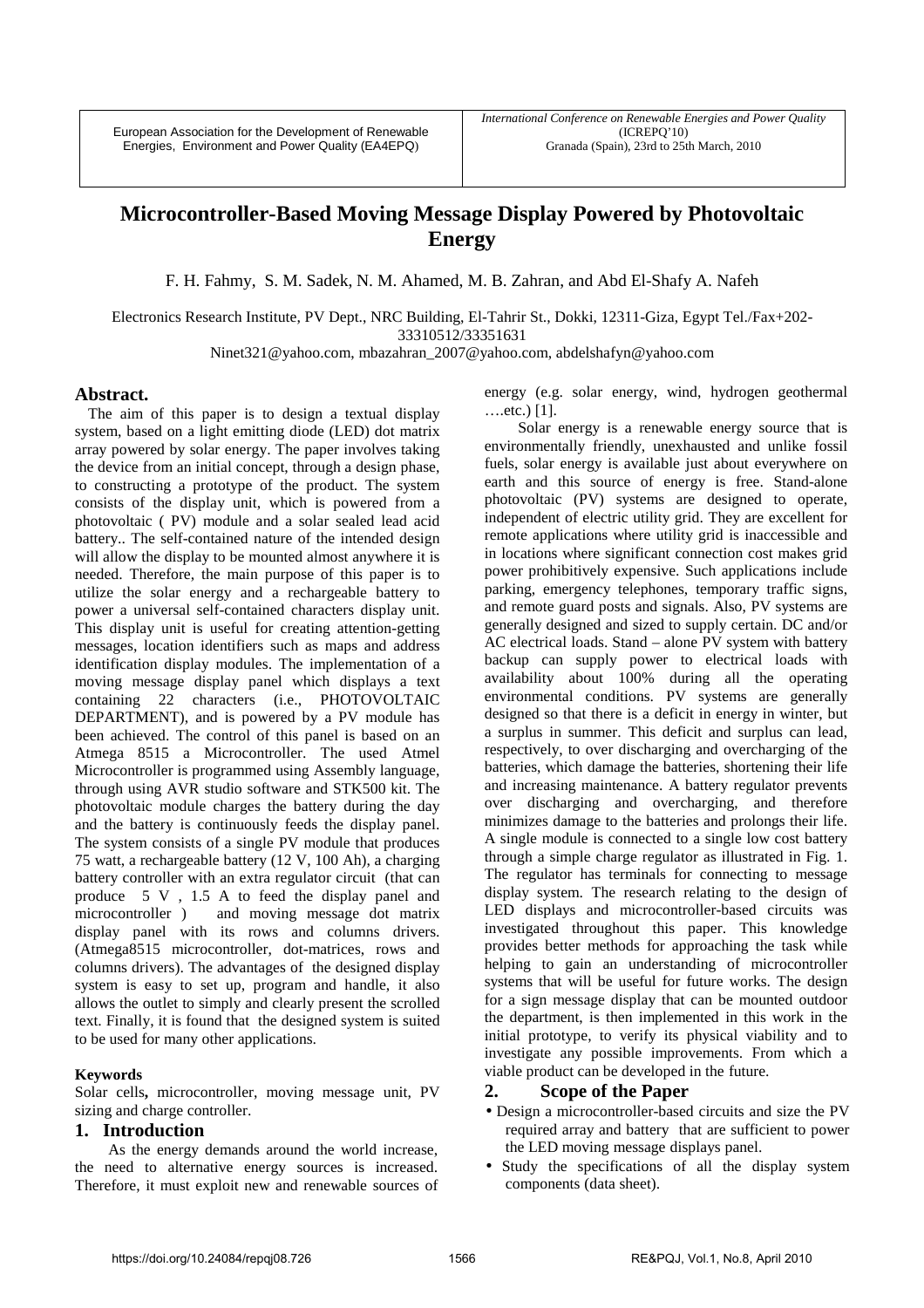European Association for the Development of Renewable Energies, Environment and Power Quality (EA4EPQ)

*International Conference on Renewable Energies and Power Quality (ICREPQ'10)*
Granada (Spain), 23rd to 25th March, 2010

# Microcontroller-Based Moving Message Display Powered by Photovoltaic Energy

F. H. Fahmy, S. M. Sadek, N. M. Ahamed, M. B. Zahran, and Abd El-Shafy A. Nafeh

Electronics Research Institute, PV Dept., NRC Building, El-Tahrir St., Dokki, 12311-Giza, Egypt Tel./Fax+202-33310512/33351631
Ninet321@yahoo.com, mbazahran_2007@yahoo.com, abdelshafyn@yahoo.com

## Abstract.

The aim of this paper is to design a textual display system, based on a light emitting diode (LED) dot matrix array powered by solar energy. The paper involves taking the device from an initial concept, through a design phase, to constructing a prototype of the product. The system consists of the display unit, which is powered from a photovoltaic ( PV) module and a solar sealed lead acid battery.. The self-contained nature of the intended design will allow the display to be mounted almost anywhere it is needed. Therefore, the main purpose of this paper is to utilize the solar energy and a rechargeable battery to power a universal self-contained characters display unit. This display unit is useful for creating attention-getting messages, location identifiers such as maps and address identification display modules. The implementation of a moving message display panel which displays a text containing 22 characters (i.e., PHOTOVOLTAIC DEPARTMENT), and is powered by a PV module has been achieved. The control of this panel is based on an Atmega 8515 a Microcontroller. The used Atmel Microcontroller is programmed using Assembly language, through using AVR studio software and STK500 kit. The photovoltaic module charges the battery during the day and the battery is continuously feeds the display panel. The system consists of a single PV module that produces 75 watt, a rechargeable battery (12 V, 100 Ah), a charging battery controller with an extra regulator circuit (that can produce 5 V , 1.5 A to feed the display panel and microcontroller ) and moving message dot matrix display panel with its rows and columns drivers. (Atmega8515 microcontroller, dot-matrices, rows and columns drivers). The advantages of the designed display system is easy to set up, program and handle, it also allows the outlet to simply and clearly present the scrolled text. Finally, it is found that the designed system is suited to be used for many other applications.

### Keywords

Solar cells**,** microcontroller, moving message unit, PV sizing and charge controller.

## 1. Introduction

As the energy demands around the world increase, the need to alternative energy sources is increased. Therefore, it must exploit new and renewable sources of energy (e.g. solar energy, wind, hydrogen geothermal ….etc.) [1].

Solar energy is a renewable energy source that is environmentally friendly, unexhausted and unlike fossil fuels, solar energy is available just about everywhere on earth and this source of energy is free. Stand-alone photovoltaic (PV) systems are designed to operate, independent of electric utility grid. They are excellent for remote applications where utility grid is inaccessible and in locations where significant connection cost makes grid power prohibitively expensive. Such applications include parking, emergency telephones, temporary traffic signs, and remote guard posts and signals. Also, PV systems are generally designed and sized to supply certain. DC and/or AC electrical loads. Stand – alone PV system with battery backup can supply power to electrical loads with availability about 100% during all the operating environmental conditions. PV systems are generally designed so that there is a deficit in energy in winter, but a surplus in summer. This deficit and surplus can lead, respectively, to over discharging and overcharging of the batteries, which damage the batteries, shortening their life and increasing maintenance. A battery regulator prevents over discharging and overcharging, and therefore minimizes damage to the batteries and prolongs their life. A single module is connected to a single low cost battery through a simple charge regulator as illustrated in Fig. 1. The regulator has terminals for connecting to message display system. The research relating to the design of LED displays and microcontroller-based circuits was investigated throughout this paper. This knowledge provides better methods for approaching the task while helping to gain an understanding of microcontroller systems that will be useful for future works. The design for a sign message display that can be mounted outdoor the department, is then implemented in this work in the initial prototype, to verify its physical viability and to investigate any possible improvements. From which a viable product can be developed in the future.

## 2. Scope of the Paper

- Design a microcontroller-based circuits and size the PV required array and battery that are sufficient to power the LED moving message displays panel.
- Study the specifications of all the display system components (data sheet).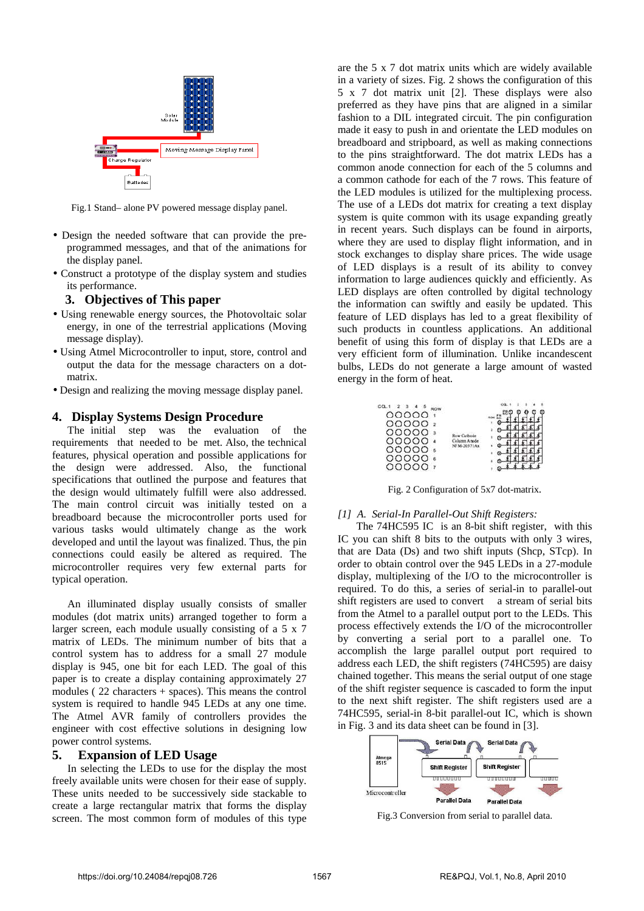Solar Module

Moving Message Display Panel

Charge Regulator

Batteries

Fig.1 Stand– alone PV powered message display panel.

- Design the needed software that can provide the pre-programmed messages, and that of the animations for the display panel.
- Construct a prototype of the display system and studies its performance.

## 3. Objectives of This paper

- Using renewable energy sources, the Photovoltaic solar energy, in one of the terrestrial applications (Moving message display).
- Using Atmel Microcontroller to input, store, control and output the data for the message characters on a dot-matrix.
- Design and realizing the moving message display panel.

## 4. Display Systems Design Procedure

The initial step was the evaluation of the requirements that needed to be met. Also, the technical features, physical operation and possible applications for the design were addressed. Also, the functional specifications that outlined the purpose and features that the design would ultimately fulfill were also addressed. The main control circuit was initially tested on a breadboard because the microcontroller ports used for various tasks would ultimately change as the work developed and until the layout was finalized. Thus, the pin connections could easily be altered as required. The microcontroller requires very few external parts for typical operation.

An illuminated display usually consists of smaller modules (dot matrix units) arranged together to form a larger screen, each module usually consisting of a 5 x 7 matrix of LEDs. The minimum number of bits that a control system has to address for a small 27 module display is 945, one bit for each LED. The goal of this paper is to create a display containing approximately 27 modules ( 22 characters + spaces). This means the control system is required to handle 945 LEDs at any one time. The Atmel AVR family of controllers provides the engineer with cost effective solutions in designing low power control systems.

## 5. Expansion of LED Usage

In selecting the LEDs to use for the display the most freely available units were chosen for their ease of supply. These units needed to be successively side stackable to create a large rectangular matrix that forms the display screen. The most common form of modules of this type are the 5 x 7 dot matrix units which are widely available in a variety of sizes. Fig. 2 shows the configuration of this 5 x 7 dot matrix unit [2]. These displays were also preferred as they have pins that are aligned in a similar fashion to a DIL integrated circuit. The pin configuration made it easy to push in and orientate the LED modules on breadboard and stripboard, as well as making connections to the pins straightforward. The dot matrix LEDs has a common anode connection for each of the 5 columns and a common cathode for each of the 7 rows. This feature of the LED modules is utilized for the multiplexing process. The use of a LEDs dot matrix for creating a text display system is quite common with its usage expanding greatly in recent years. Such displays can be found in airports, where they are used to display flight information, and in stock exchanges to display share prices. The wide usage of LED displays is a result of its ability to convey information to large audiences quickly and efficiently. As LED displays are often controlled by digital technology the information can swiftly and easily be updated. This feature of LED displays has led to a great flexibility of such products in countless applications. An additional benefit of using this form of display is that LEDs are a very efficient form of illumination. Unlike incandescent bulbs, LEDs do not generate a large amount of wasted energy in the form of heat.

COL 1 2 3 4 5 ROW 1 2 3 4 5 6 7

Row Cathode Column Anode NFM-2057 (AX

Fig. 2 Configuration of 5x7 dot-matrix.

*[1] A. Serial-In Parallel-Out Shift Registers:*

The 74HC595 IC is an 8-bit shift register, with this IC you can shift 8 bits to the outputs with only 3 wires, that are Data (Ds) and two shift inputs (Shcp, STcp). In order to obtain control over the 945 LEDs in a 27-module display, multiplexing of the I/O to the microcontroller is required. To do this, a series of serial-in to parallel-out shift registers are used to convert a stream of serial bits from the Atmel to a parallel output port to the LEDs. This process effectively extends the I/O of the microcontroller by converting a serial port to a parallel one. To accomplish the large parallel output port required to address each LED, the shift registers (74HC595) are daisy chained together. This means the serial output of one stage of the shift register sequence is cascaded to form the input to the next shift register. The shift registers used are a 74HC595, serial-in 8-bit parallel-out IC, which is shown in Fig. 3 and its data sheet can be found in [3].

Atmega 8515

Microcontroller

Serial Data

Serial Data

Shift Register

Shift Register

Parallel Data

Parallel Data

Fig.3 Conversion from serial to parallel data.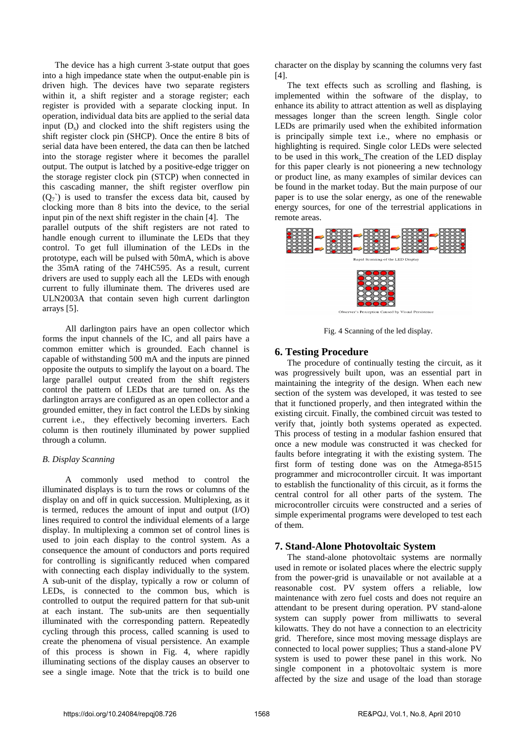The device has a high current 3-state output that goes into a high impedance state when the output-enable pin is driven high. The devices have two separate registers within it, a shift register and a storage register; each register is provided with a separate clocking input. In operation, individual data bits are applied to the serial data input ($D_s$) and clocked into the shift registers using the shift register clock pin (SHCP). Once the entire 8 bits of serial data have been entered, the data can then be latched into the storage register where it becomes the parallel output. The output is latched by a positive-edge trigger on the storage register clock pin (STCP) when connected in this cascading manner, the shift register overflow pin ($Q_7$`) is used to transfer the excess data bit, caused by clocking more than 8 bits into the device, to the serial input pin of the next shift register in the chain [4]. The parallel outputs of the shift registers are not rated to handle enough current to illuminate the LEDs that they control. To get full illumination of the LEDs in the prototype, each will be pulsed with 50mA, which is above the 35mA rating of the 74HC595. As a result, current drivers are used to supply each all the LEDs with enough current to fully illuminate them. The driveres used are ULN2003A that contain seven high current darlington arrays [5].

All darlington pairs have an open collector which forms the input channels of the IC, and all pairs have a common emitter which is grounded. Each channel is capable of withstanding 500 mA and the inputs are pinned opposite the outputs to simplify the layout on a board. The large parallel output created from the shift registers control the pattern of LEDs that are turned on. As the darlington arrays are configured as an open collector and a grounded emitter, they in fact control the LEDs by sinking current i.e., they effectively becoming inverters. Each column is then routinely illuminated by power supplied through a column.

### *B. Display Scanning*

A commonly used method to control the illuminated displays is to turn the rows or columns of the display on and off in quick succession. Multiplexing, as it is termed, reduces the amount of input and output (I/O) lines required to control the individual elements of a large display. In multiplexing a common set of control lines is used to join each display to the control system. As a consequence the amount of conductors and ports required for controlling is significantly reduced when compared with connecting each display individually to the system. A sub-unit of the display, typically a row or column of LEDs, is connected to the common bus, which is controlled to output the required pattern for that sub-unit at each instant. The sub-units are then sequentially illuminated with the corresponding pattern. Repeatedly cycling through this process, called scanning is used to create the phenomena of visual persistence. An example of this process is shown in Fig. 4, where rapidly illuminating sections of the display causes an observer to see a single image. Note that the trick is to build one character on the display by scanning the columns very fast [4].

The text effects such as scrolling and flashing, is implemented within the software of the display, to enhance its ability to attract attention as well as displaying messages longer than the screen length. Single color LEDs are primarily used when the exhibited information is principally simple text i.e., where no emphasis or highlighting is required. Single color LEDs were selected to be used in this work. The creation of the LED display for this paper clearly is not pioneering a new technology or product line, as many examples of similar devices can be found in the market today. But the main purpose of our paper is to use the solar energy, as one of the renewable energy sources, for one of the terrestrial applications in remote areas.

Rapid Scanning of the LED Display

Observer's Perception Caused by Visual Persistence

Fig. 4 Scanning of the led display.

## 6. Testing Procedure

The procedure of continually testing the circuit, as it was progressively built upon, was an essential part in maintaining the integrity of the design. When each new section of the system was developed, it was tested to see that it functioned properly, and then integrated within the existing circuit. Finally, the combined circuit was tested to verify that, jointly both systems operated as expected. This process of testing in a modular fashion ensured that once a new module was constructed it was checked for faults before integrating it with the existing system. The first form of testing done was on the Atmega-8515 programmer and microcontroller circuit. It was important to establish the functionality of this circuit, as it forms the central control for all other parts of the system. The microcontroller circuits were constructed and a series of simple experimental programs were developed to test each of them.

## 7. Stand-Alone Photovoltaic System

The stand-alone photovoltaic systems are normally used in remote or isolated places where the electric supply from the power-grid is unavailable or not available at a reasonable cost. PV system offers a reliable, low maintenance with zero fuel costs and does not require an attendant to be present during operation. PV stand-alone system can supply power from milliwatts to several kilowatts. They do not have a connection to an electricity grid. Therefore, since most moving message displays are connected to local power supplies; Thus a stand-alone PV system is used to power these panel in this work. No single component in a photovoltaic system is more affected by the size and usage of the load than storage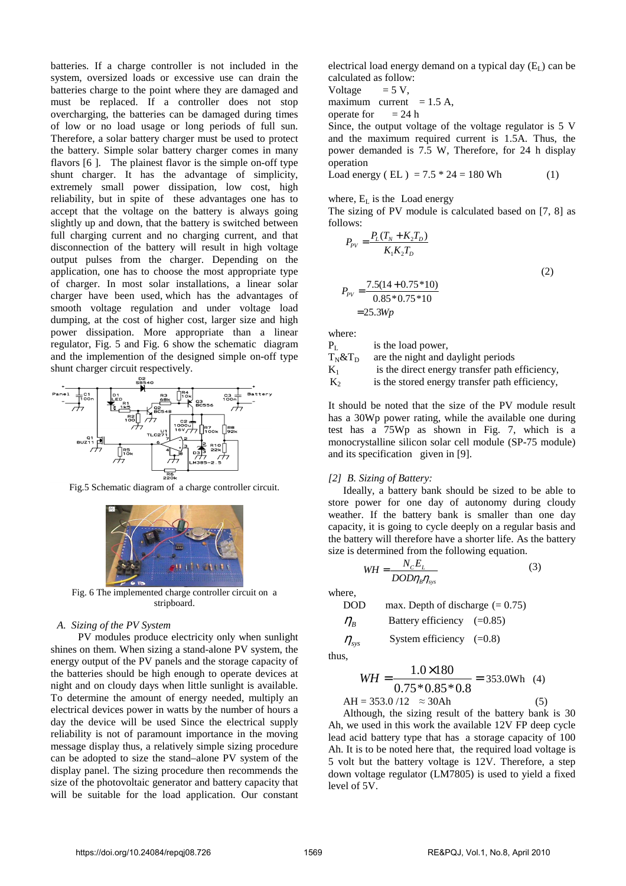batteries. If a charge controller is not included in the system, oversized loads or excessive use can drain the batteries charge to the point where they are damaged and must be replaced. If a controller does not stop overcharging, the batteries can be damaged during times of low or no load usage or long periods of full sun. Therefore, a solar battery charger must be used to protect the battery. Simple solar battery charger comes in many flavors [6 ]. The plainest flavor is the simple on-off type shunt charger. It has the advantage of simplicity, extremely small power dissipation, low cost, high reliability, but in spite of these advantages one has to accept that the voltage on the battery is always going slightly up and down, that the battery is switched between full charging current and no charging current, and that disconnection of the battery will result in high voltage output pulses from the charger. Depending on the application, one has to choose the most appropriate type of charger. In most solar installations, a linear solar charger have been used, which has the advantages of smooth voltage regulation and under voltage load dumping, at the cost of higher cost, larger size and high power dissipation. More appropriate than a linear regulator, Fig. 5 and Fig. 6 show the schematic diagram and the implemention of the designed simple on-off type shunt charger circuit respectively.

Fig.5 Schematic diagram of a charge controller circuit.

Fig. 6 The implemented charge controller circuit on a stripboard.

### A. Sizing of the PV System

PV modules produce electricity only when sunlight shines on them. When sizing a stand-alone PV system, the energy output of the PV panels and the storage capacity of the batteries should be high enough to operate devices at night and on cloudy days when little sunlight is available. To determine the amount of energy needed, multiply an electrical devices power in watts by the number of hours a day the device will be used Since the electrical supply reliability is not of paramount importance in the moving message display thus, a relatively simple sizing procedure can be adopted to size the stand–alone PV system of the display panel. The sizing procedure then recommends the size of the photovoltaic generator and battery capacity that will be suitable for the load application. Our constant electrical load energy demand on a typical day ($E_L$) can be calculated as follow:

Voltage = 5 V,
maximum current = 1.5 A,
operate for = 24 h

Since, the output voltage of the voltage regulator is 5 V and the maximum required current is 1.5A. Thus, the power demanded is 7.5 W, Therefore, for 24 h display operation

Load energy ( EL ) = 7.5 * 24 = 180 Wh (1)

where, $E_L$ is the Load energy

The sizing of PV module is calculated based on [7, 8] as follows:

$$P_{PV} = \frac{P_L(T_N + K_2 T_D)}{K_1 K_2 T_D}$$

$$P_{PV} = \frac{7.5(14 + 0.75*10)}{0.85*0.75*10} = 25.3Wp \quad (2)$$

where:

- $P_L$ is the load power,
- $T_N$&$T_D$ are the night and daylight periods
- $K_1$ is the direct energy transfer path efficiency,
- $K_2$ is the stored energy transfer path efficiency,

It should be noted that the size of the PV module result has a 30Wp power rating, while the available one during test has a 75Wp as shown in Fig. 7, which is a monocrystalline silicon solar cell module (SP-75 module) and its specification given in [9].

*[2] B. Sizing of Battery:*

Ideally, a battery bank should be sized to be able to store power for one day of autonomy during cloudy weather. If the battery bank is smaller than one day capacity, it is going to cycle deeply on a regular basis and the battery will therefore have a shorter life. As the battery size is determined from the following equation.

$$WH = \frac{N_C E_L}{DOD \eta_B \eta_{sys}} \quad (3)$$

where,

- DOD max. Depth of discharge (= 0.75)
- $\eta_B$ Battery efficiency (=0.85)
- $\eta_{sys}$ System efficiency (=0.8)

thus,

$$WH = \frac{1.0 \times 180}{0.75*0.85*0.8} = 353.0\text{Wh} \quad (4)$$

AH = 353.0 /12 ≈ 30Ah (5)

Although, the sizing result of the battery bank is 30 Ah, we used in this work the available 12V FP deep cycle lead acid battery type that has a storage capacity of 100 Ah. It is to be noted here that, the required load voltage is 5 volt but the battery voltage is 12V. Therefore, a step down voltage regulator (LM7805) is used to yield a fixed level of 5V.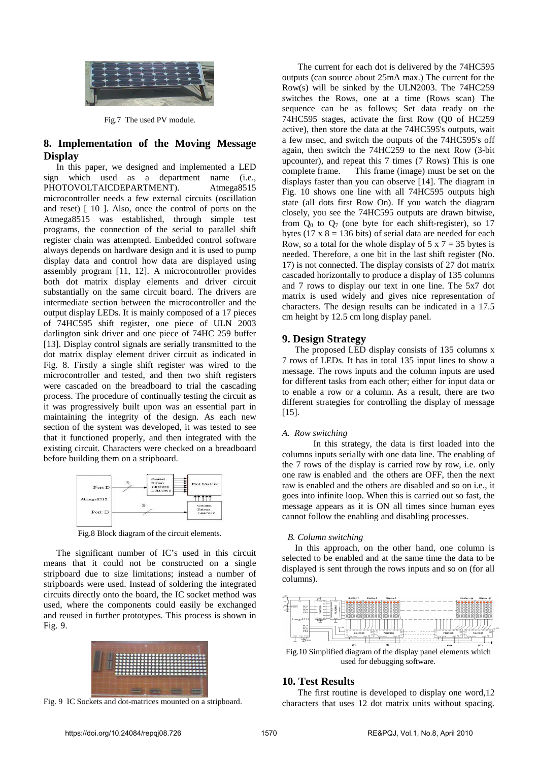Fig.7 The used PV module.

## 8. Implementation of the Moving Message Display

In this paper, we designed and implemented a LED sign which used as a department name (i.e., PHOTOVOLTAICDEPARTMENT). Atmega8515 microcontroller needs a few external circuits (oscillation and reset) [ 10 ]. Also, once the control of ports on the Atmega8515 was established, through simple test programs, the connection of the serial to parallel shift register chain was attempted. Embedded control software always depends on hardware design and it is used to pump display data and control how data are displayed using assembly program [11, 12]. A microcontroller provides both dot matrix display elements and driver circuit substantially on the same circuit board. The drivers are intermediate section between the microcontroller and the output display LEDs. It is mainly composed of a 17 pieces of 74HC595 shift register, one piece of ULN 2003 darlington sink driver and one piece of 74HC 259 buffer [13]. Display control signals are serially transmitted to the dot matrix display element driver circuit as indicated in Fig. 8. Firstly a single shift register was wired to the microcontroller and tested, and then two shift registers were cascaded on the breadboard to trial the cascading process. The procedure of continually testing the circuit as it was progressively built upon was an essential part in maintaining the integrity of the design. As each new section of the system was developed, it was tested to see that it functioned properly, and then integrated with the existing circuit. Characters were checked on a breadboard before building them on a stripboard.

Fig.8 Block diagram of the circuit elements.

The significant number of IC's used in this circuit means that it could not be constructed on a single stripboard due to size limitations; instead a number of stripboards were used. Instead of soldering the integrated circuits directly onto the board, the IC socket method was used, where the components could easily be exchanged and reused in further prototypes. This process is shown in Fig. 9.

Fig. 9 IC Sockets and dot-matrices mounted on a stripboard.

The current for each dot is delivered by the 74HC595 outputs (can source about 25mA max.) The current for the Row(s) will be sinked by the ULN2003. The 74HC259 switches the Rows, one at a time (Rows scan) The sequence can be as follows; Set data ready on the 74HC595 stages, activate the first Row (Q0 of HC259 active), then store the data at the 74HC595's outputs, wait a few msec, and switch the outputs of the 74HC595's off again, then switch the 74HC259 to the next Row (3-bit upcounter), and repeat this 7 times (7 Rows) This is one complete frame. This frame (image) must be set on the displays faster than you can observe [14]. The diagram in Fig. 10 shows one line with all 74HC595 outputs high state (all dots first Row On). If you watch the diagram closely, you see the 74HC595 outputs are drawn bitwise, from $Q_0$ to $Q_7$ (one byte for each shift-register), so 17 bytes ($17 \times 8 = 136$ bits) of serial data are needed for each Row, so a total for the whole display of $5 \times 7 = 35$ bytes is needed. Therefore, a one bit in the last shift register (No. 17) is not connected. The display consists of 27 dot matrix cascaded horizontally to produce a display of 135 columns and 7 rows to display our text in one line. The 5x7 dot matrix is used widely and gives nice representation of characters. The design results can be indicated in a 17.5 cm height by 12.5 cm long display panel.

## 9. Design Strategy

The proposed LED display consists of 135 columns x 7 rows of LEDs. It has in total 135 input lines to show a message. The rows inputs and the column inputs are used for different tasks from each other; either for input data or to enable a row or a column. As a result, there are two different strategies for controlling the display of message [15].

### *A. Row switching*

In this strategy, the data is first loaded into the columns inputs serially with one data line. The enabling of the 7 rows of the display is carried row by row, i.e. only one raw is enabled and the others are OFF, then the next raw is enabled and the others are disabled and so on i.e., it goes into infinite loop. When this is carried out so fast, the message appears as it is ON all times since human eyes cannot follow the enabling and disabling processes.

### *B. Column switching*

In this approach, on the other hand, one column is selected to be enabled and at the same time the data to be displayed is sent through the rows inputs and so on (for all columns).

Fig.10 Simplified diagram of the display panel elements which used for debugging software.

## 10. Test Results

The first routine is developed to display one word,12 characters that uses 12 dot matrix units without spacing.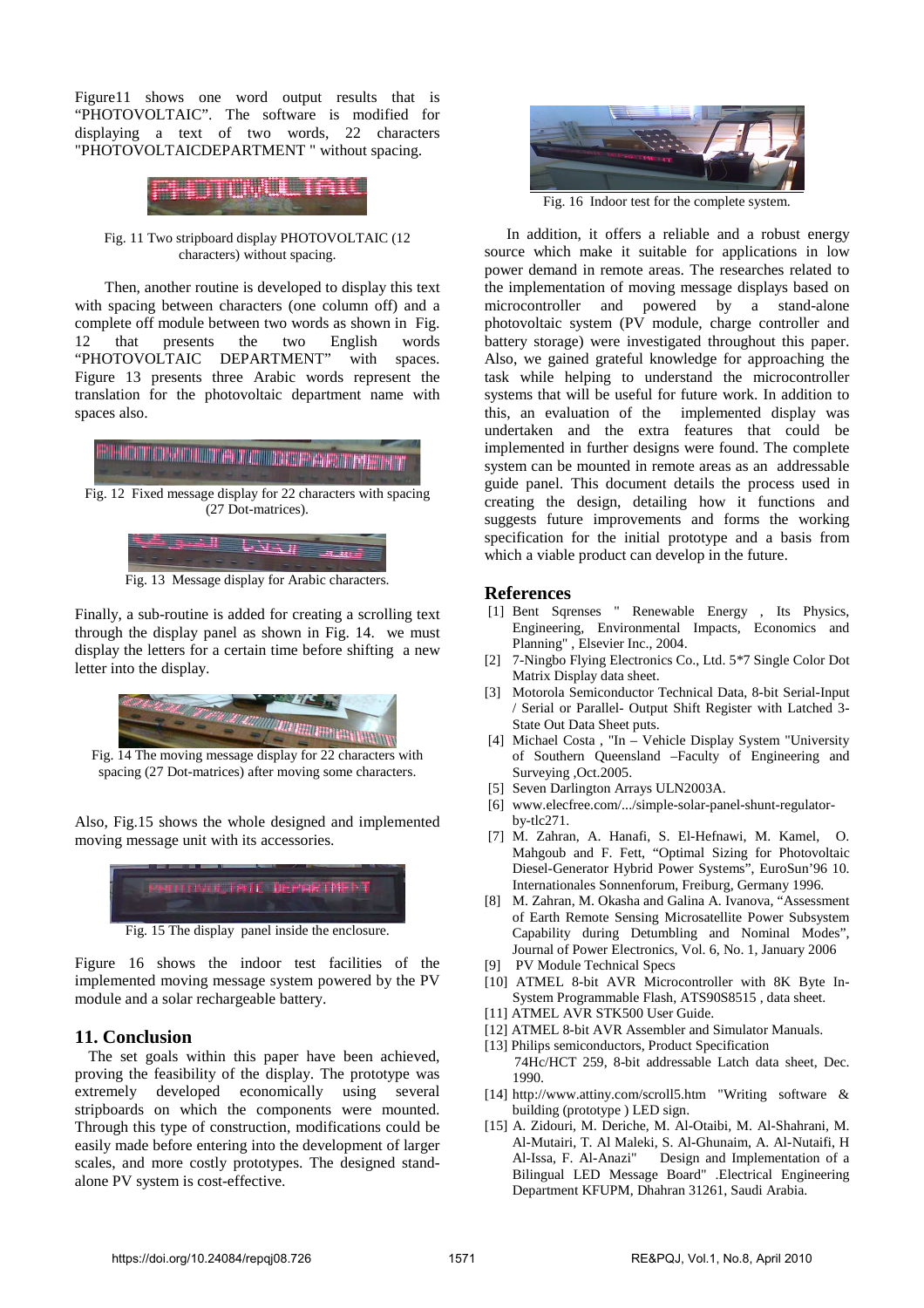Figure11 shows one word output results that is "PHOTOVOLTAIC". The software is modified for displaying a text of two words, 22 characters "PHOTOVOLTAICDEPARTMENT " without spacing.

Fig. 11 Two stripboard display PHOTOVOLTAIC (12 characters) without spacing.

Then, another routine is developed to display this text with spacing between characters (one column off) and a complete off module between two words as shown in Fig. 12 that presents the two English words "PHOTOVOLTAIC DEPARTMENT" with spaces. Figure 13 presents three Arabic words represent the translation for the photovoltaic department name with spaces also.

Fig. 12 Fixed message display for 22 characters with spacing (27 Dot-matrices).

Fig. 13 Message display for Arabic characters.

Finally, a sub-routine is added for creating a scrolling text through the display panel as shown in Fig. 14. we must display the letters for a certain time before shifting a new letter into the display.

Fig. 14 The moving message display for 22 characters with spacing (27 Dot-matrices) after moving some characters.

Also, Fig.15 shows the whole designed and implemented moving message unit with its accessories.

Fig. 15 The display panel inside the enclosure.

Figure 16 shows the indoor test facilities of the implemented moving message system powered by the PV module and a solar rechargeable battery.

## 11. Conclusion

The set goals within this paper have been achieved, proving the feasibility of the display. The prototype was extremely developed economically using several stripboards on which the components were mounted. Through this type of construction, modifications could be easily made before entering into the development of larger scales, and more costly prototypes. The designed stand-alone PV system is cost-effective.

Fig. 16 Indoor test for the complete system.

In addition, it offers a reliable and a robust energy source which make it suitable for applications in low power demand in remote areas. The researches related to the implementation of moving message displays based on microcontroller and powered by a stand-alone photovoltaic system (PV module, charge controller and battery storage) were investigated throughout this paper. Also, we gained grateful knowledge for approaching the task while helping to understand the microcontroller systems that will be useful for future work. In addition to this, an evaluation of the implemented display was undertaken and the extra features that could be implemented in further designs were found. The complete system can be mounted in remote areas as an addressable guide panel. This document details the process used in creating the design, detailing how it functions and suggests future improvements and forms the working specification for the initial prototype and a basis from which a viable product can develop in the future.

## References

[1] Bent Sqrenses " Renewable Energy , Its Physics, Engineering, Environmental Impacts, Economics and Planning" , Elsevier Inc., 2004.

[2] 7-Ningbo Flying Electronics Co., Ltd. 5*7 Single Color Dot Matrix Display data sheet.

[3] Motorola Semiconductor Technical Data, 8-bit Serial-Input / Serial or Parallel- Output Shift Register with Latched 3-State Out Data Sheet puts.

[4] Michael Costa , "In – Vehicle Display System "University of Southern Queensland –Faculty of Engineering and Surveying ,Oct.2005.

[5] Seven Darlington Arrays ULN2003A.

[6] www.elecfree.com/.../simple-solar-panel-shunt-regulator-by-tlc271.

[7] M. Zahran, A. Hanafi, S. El-Hefnawi, M. Kamel, O. Mahgoub and F. Fett, "Optimal Sizing for Photovoltaic Diesel-Generator Hybrid Power Systems", EuroSun'96 10. Internationales Sonnenforum, Freiburg, Germany 1996.

[8] M. Zahran, M. Okasha and Galina A. Ivanova, "Assessment of Earth Remote Sensing Microsatellite Power Subsystem Capability during Detumbling and Nominal Modes", Journal of Power Electronics, Vol. 6, No. 1, January 2006

[9] PV Module Technical Specs

[10] ATMEL 8-bit AVR Microcontroller with 8K Byte In-System Programmable Flash, ATS90S8515 , data sheet.

[11] ATMEL AVR STK500 User Guide.

[12] ATMEL 8-bit AVR Assembler and Simulator Manuals.

[13] Philips semiconductors, Product Specification 74Hc/HCT 259, 8-bit addressable Latch data sheet, Dec. 1990.

[14] http://www.attiny.com/scroll5.htm "Writing software & building (prototype ) LED sign.

[15] A. Zidouri, M. Deriche, M. Al-Otaibi, M. Al-Shahrani, M. Al-Mutairi, T. Al Maleki, S. Al-Ghunaim, A. Al-Nutaifi, H Al-Issa, F. Al-Anazi" Design and Implementation of a Bilingual LED Message Board" .Electrical Engineering Department KFUPM, Dhahran 31261, Saudi Arabia.